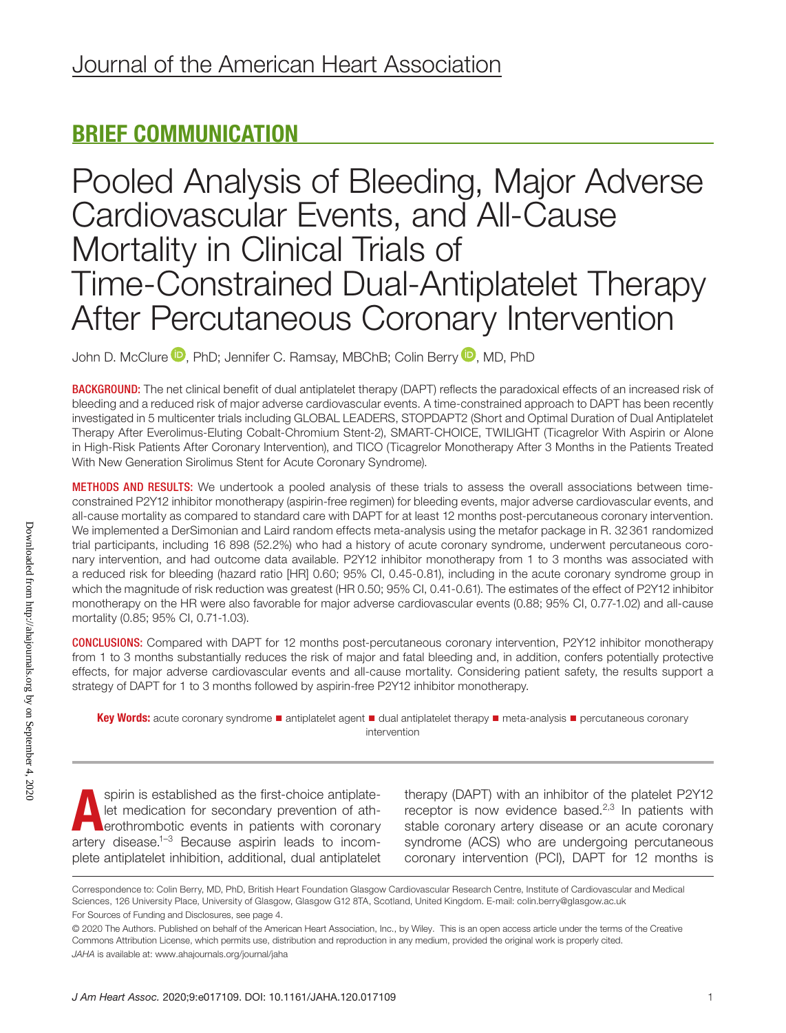Journal of the American Heart Association

## BRIEF COMMUNICATION

# Pooled Analysis of Bleeding, Major Adverse Cardiovascular Events, and All-Cause Mortality in Clinical Trials of Time-Constrained Dual-Antiplatelet Therapy After Percutaneous Coronary Intervention

John D. McClure, PhD; Jennifer C. Ramsay, MBChB; Colin Berry, MD, PhD

**BACKGROUND:** The net clinical benefit of dual antiplatelet therapy (DAPT) reflects the paradoxical effects of an increased risk of bleeding and a reduced risk of major adverse cardiovascular events. A time-constrained approach to DAPT has been recently investigated in 5 multicenter trials including GLOBAL LEADERS, STOPDAPT2 (Short and Optimal Duration of Dual Antiplatelet Therapy After Everolimus-Eluting Cobalt-Chromium Stent-2), SMART-CHOICE, TWILIGHT (Ticagrelor With Aspirin or Alone in High-Risk Patients After Coronary Intervention), and TICO (Ticagrelor Monotherapy After 3 Months in the Patients Treated With New Generation Sirolimus Stent for Acute Coronary Syndrome).

**METHODS AND RESULTS:** We undertook a pooled analysis of these trials to assess the overall associations between time-constrained P2Y12 inhibitor monotherapy (aspirin-free regimen) for bleeding events, major adverse cardiovascular events, and all-cause mortality as compared to standard care with DAPT for at least 12 months post-percutaneous coronary intervention. We implemented a DerSimonian and Laird random effects meta-analysis using the metafor package in R. 32 361 randomized trial participants, including 16 898 (52.2%) who had a history of acute coronary syndrome, underwent percutaneous coronary intervention, and had outcome data available. P2Y12 inhibitor monotherapy from 1 to 3 months was associated with a reduced risk for bleeding (hazard ratio [HR] 0.60; 95% CI, 0.45-0.81), including in the acute coronary syndrome group in which the magnitude of risk reduction was greatest (HR 0.50; 95% CI, 0.41-0.61). The estimates of the effect of P2Y12 inhibitor monotherapy on the HR were also favorable for major adverse cardiovascular events (0.88; 95% CI, 0.77-1.02) and all-cause mortality (0.85; 95% CI, 0.71-1.03).

**CONCLUSIONS:** Compared with DAPT for 12 months post-percutaneous coronary intervention, P2Y12 inhibitor monotherapy from 1 to 3 months substantially reduces the risk of major and fatal bleeding and, in addition, confers potentially protective effects, for major adverse cardiovascular events and all-cause mortality. Considering patient safety, the results support a strategy of DAPT for 1 to 3 months followed by aspirin-free P2Y12 inhibitor monotherapy.

**Key Words:** acute coronary syndrome ■ antiplatelet agent ■ dual antiplatelet therapy ■ meta-analysis ■ percutaneous coronary intervention

Aspirin is established as the first-choice antiplatelet medication for secondary prevention of atherothrombotic events in patients with coronary artery disease.[1–3] Because aspirin leads to incomplete antiplatelet inhibition, additional, dual antiplatelet therapy (DAPT) with an inhibitor of the platelet P2Y12 receptor is now evidence based.[2,3] In patients with stable coronary artery disease or an acute coronary syndrome (ACS) who are undergoing percutaneous coronary intervention (PCI), DAPT for 12 months is

Correspondence to: Colin Berry, MD, PhD, British Heart Foundation Glasgow Cardiovascular Research Centre, Institute of Cardiovascular and Medical Sciences, 126 University Place, University of Glasgow, Glasgow G12 8TA, Scotland, United Kingdom. E-mail: colin.berry@glasgow.ac.uk

For Sources of Funding and Disclosures, see page 4.

© 2020 The Authors. Published on behalf of the American Heart Association, Inc., by Wiley. This is an open access article under the terms of the Creative Commons Attribution License, which permits use, distribution and reproduction in any medium, provided the original work is properly cited.

*JAHA* is available at: www.ahajournals.org/journal/jaha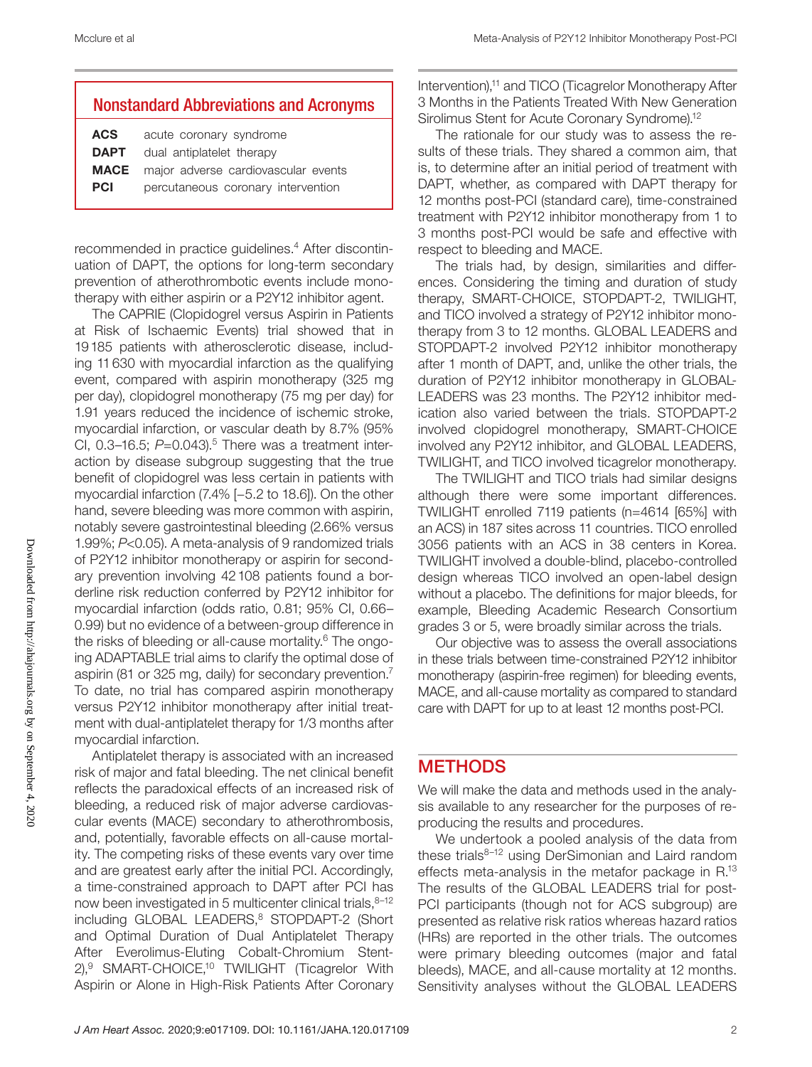## Nonstandard Abbreviations and Acronyms

| | |
|---|---|
| **ACS** | acute coronary syndrome |
| **DAPT** | dual antiplatelet therapy |
| **MACE** | major adverse cardiovascular events |
| **PCI** | percutaneous coronary intervention |

recommended in practice guidelines.[4] After discontinuation of DAPT, the options for long-term secondary prevention of atherothrombotic events include monotherapy with either aspirin or a P2Y12 inhibitor agent.

The CAPRIE (Clopidogrel versus Aspirin in Patients at Risk of Ischaemic Events) trial showed that in 19 185 patients with atherosclerotic disease, including 11 630 with myocardial infarction as the qualifying event, compared with aspirin monotherapy (325 mg per day), clopidogrel monotherapy (75 mg per day) for 1.91 years reduced the incidence of ischemic stroke, myocardial infarction, or vascular death by 8.7% (95% CI, 0.3–16.5; $P$=0.043).[5] There was a treatment interaction by disease subgroup suggesting that the true benefit of clopidogrel was less certain in patients with myocardial infarction (7.4% [−5.2 to 18.6]). On the other hand, severe bleeding was more common with aspirin, notably severe gastrointestinal bleeding (2.66% versus 1.99%; $P$<0.05). A meta-analysis of 9 randomized trials of P2Y12 inhibitor monotherapy or aspirin for secondary prevention involving 42 108 patients found a borderline risk reduction conferred by P2Y12 inhibitor for myocardial infarction (odds ratio, 0.81; 95% CI, 0.66–0.99) but no evidence of a between-group difference in the risks of bleeding or all-cause mortality.[6] The ongoing ADAPTABLE trial aims to clarify the optimal dose of aspirin (81 or 325 mg, daily) for secondary prevention.[7] To date, no trial has compared aspirin monotherapy versus P2Y12 inhibitor monotherapy after initial treatment with dual-antiplatelet therapy for 1/3 months after myocardial infarction.

Antiplatelet therapy is associated with an increased risk of major and fatal bleeding. The net clinical benefit reflects the paradoxical effects of an increased risk of bleeding, a reduced risk of major adverse cardiovascular events (MACE) secondary to atherothrombosis, and, potentially, favorable effects on all-cause mortality. The competing risks of these events vary over time and are greatest early after the initial PCI. Accordingly, a time-constrained approach to DAPT after PCI has now been investigated in 5 multicenter clinical trials,[8–12] including GLOBAL LEADERS,[8] STOPDAPT-2 (Short and Optimal Duration of Dual Antiplatelet Therapy After Everolimus-Eluting Cobalt-Chromium Stent-2),[9] SMART-CHOICE,[10] TWILIGHT (Ticagrelor With Aspirin or Alone in High-Risk Patients After Coronary Intervention),[11] and TICO (Ticagrelor Monotherapy After 3 Months in the Patients Treated With New Generation Sirolimus Stent for Acute Coronary Syndrome).[12]

The rationale for our study was to assess the results of these trials. They shared a common aim, that is, to determine after an initial period of treatment with DAPT, whether, as compared with DAPT therapy for 12 months post-PCI (standard care), time-constrained treatment with P2Y12 inhibitor monotherapy from 1 to 3 months post-PCI would be safe and effective with respect to bleeding and MACE.

The trials had, by design, similarities and differences. Considering the timing and duration of study therapy, SMART-CHOICE, STOPDAPT-2, TWILIGHT, and TICO involved a strategy of P2Y12 inhibitor monotherapy from 3 to 12 months. GLOBAL LEADERS and STOPDAPT-2 involved P2Y12 inhibitor monotherapy after 1 month of DAPT, and, unlike the other trials, the duration of P2Y12 inhibitor monotherapy in GLOBAL-LEADERS was 23 months. The P2Y12 inhibitor medication also varied between the trials. STOPDAPT-2 involved clopidogrel monotherapy, SMART-CHOICE involved any P2Y12 inhibitor, and GLOBAL LEADERS, TWILIGHT, and TICO involved ticagrelor monotherapy.

The TWILIGHT and TICO trials had similar designs although there were some important differences. TWILIGHT enrolled 7119 patients (n=4614 [65%] with an ACS) in 187 sites across 11 countries. TICO enrolled 3056 patients with an ACS in 38 centers in Korea. TWILIGHT involved a double-blind, placebo-controlled design whereas TICO involved an open-label design without a placebo. The definitions for major bleeds, for example, Bleeding Academic Research Consortium grades 3 or 5, were broadly similar across the trials.

Our objective was to assess the overall associations in these trials between time-constrained P2Y12 inhibitor monotherapy (aspirin-free regimen) for bleeding events, MACE, and all-cause mortality as compared to standard care with DAPT for up to at least 12 months post-PCI.

## METHODS

We will make the data and methods used in the analysis available to any researcher for the purposes of reproducing the results and procedures.

We undertook a pooled analysis of the data from these trials[8–12] using DerSimonian and Laird random effects meta-analysis in the metafor package in R.[13] The results of the GLOBAL LEADERS trial for post-PCI participants (though not for ACS subgroup) are presented as relative risk ratios whereas hazard ratios (HRs) are reported in the other trials. The outcomes were primary bleeding outcomes (major and fatal bleeds), MACE, and all-cause mortality at 12 months. Sensitivity analyses without the GLOBAL LEADERS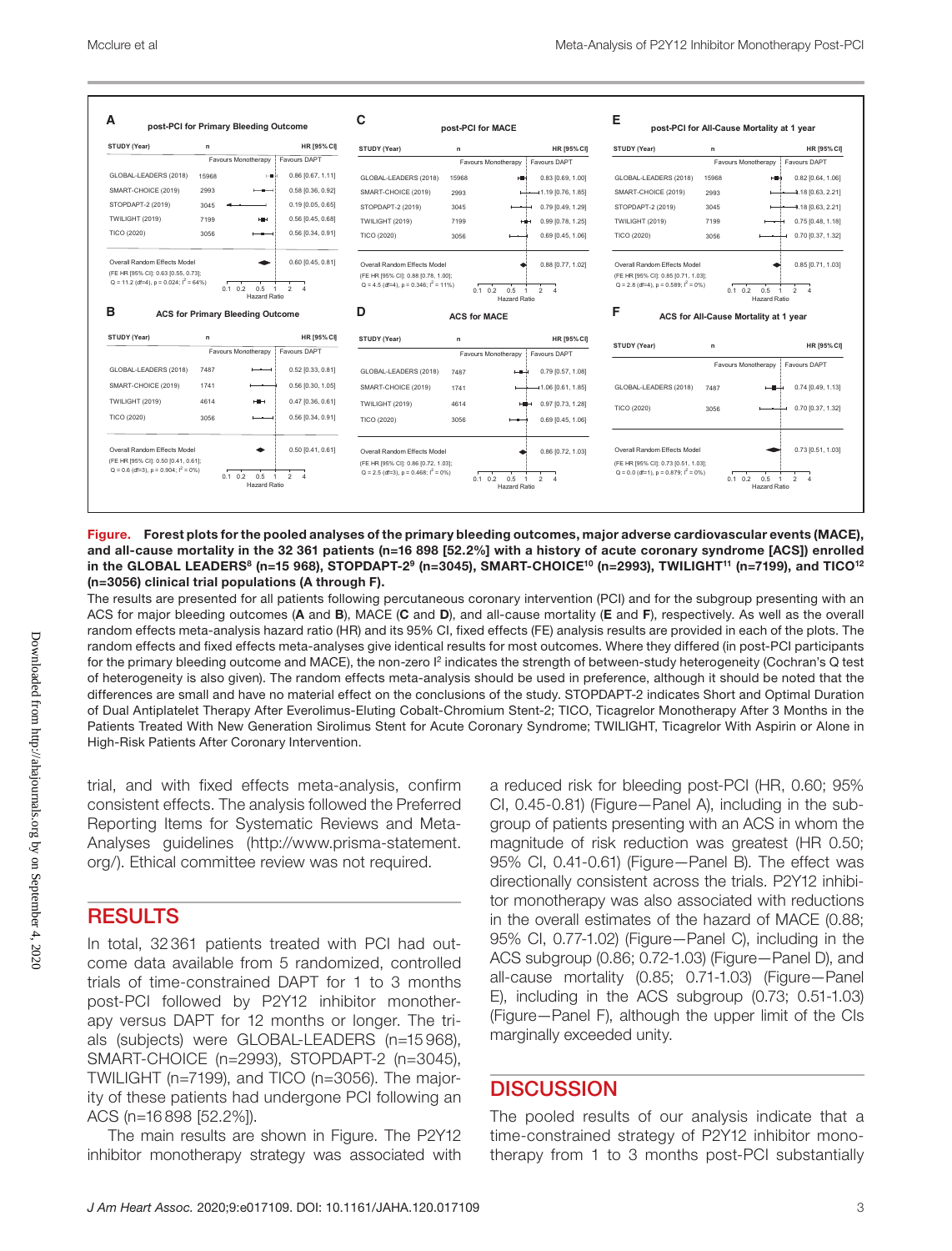**A — post-PCI for Primary Bleeding Outcome**

| STUDY (Year) | n | HR [95% CI] |
|---|---|---|
| GLOBAL-LEADERS (2018) | 15968 | 0.86 [0.67, 1.11] |
| SMART-CHOICE (2019) | 2993 | 0.58 [0.36, 0.92] |
| STOPDAPT-2 (2019) | 3045 | 0.19 [0.05, 0.65] |
| TWILIGHT (2019) | 7199 | 0.56 [0.45, 0.68] |
| TICO (2020) | 3056 | 0.56 [0.34, 0.91] |
| Overall Random Effects Model | | 0.60 [0.45, 0.81] |

(FE HR [95% CI]: 0.63 [0.55, 0.73]; Q = 11.2 (df=4), p = 0.024; $I^2$ = 64%)

**B — ACS for Primary Bleeding Outcome**

| STUDY (Year) | n | HR [95% CI] |
|---|---|---|
| GLOBAL-LEADERS (2018) | 7487 | 0.52 [0.33, 0.81] |
| SMART-CHOICE (2019) | 1741 | 0.56 [0.30, 1.05] |
| TWILIGHT (2019) | 4614 | 0.47 [0.36, 0.61] |
| TICO (2020) | 3056 | 0.56 [0.34, 0.91] |
| Overall Random Effects Model | | 0.50 [0.41, 0.61] |

(FE HR [95% CI]: 0.50 [0.41, 0.61]; Q = 0.6 (df=3), p = 0.904; $I^2$ = 0%)

**C — post-PCI for MACE**

| STUDY (Year) | n | HR [95% CI] |
|---|---|---|
| GLOBAL-LEADERS (2018) | 15968 | 0.83 [0.69, 1.00] |
| SMART-CHOICE (2019) | 2993 | 1.19 [0.76, 1.85] |
| STOPDAPT-2 (2019) | 3045 | 0.79 [0.49, 1.29] |
| TWILIGHT (2019) | 7199 | 0.99 [0.78, 1.25] |
| TICO (2020) | 3056 | 0.69 [0.45, 1.06] |
| Overall Random Effects Model | | 0.88 [0.77, 1.02] |

(FE HR [95% CI]: 0.88 [0.78, 1.00]; Q = 4.5 (df=4), p = 0.346; $I^2$ = 11%)

**D — ACS for MACE**

| STUDY (Year) | n | HR [95% CI] |
|---|---|---|
| GLOBAL-LEADERS (2018) | 7487 | 0.79 [0.57, 1.08] |
| SMART-CHOICE (2019) | 1741 | 1.06 [0.61, 1.85] |
| TWILIGHT (2019) | 4614 | 0.97 [0.73, 1.28] |
| TICO (2020) | 3056 | 0.69 [0.45, 1.06] |
| Overall Random Effects Model | | 0.86 [0.72, 1.03] |

(FE HR [95% CI]: 0.86 [0.72, 1.03]; Q = 2.5 (df=3), p = 0.468; $I^2$ = 0%)

**E — post-PCI for All-Cause Mortality at 1 year**

| STUDY (Year) | n | HR [95% CI] |
|---|---|---|
| GLOBAL-LEADERS (2018) | 15968 | 0.82 [0.64, 1.06] |
| SMART-CHOICE (2019) | 2993 | 1.18 [0.63, 2.21] |
| STOPDAPT-2 (2019) | 3045 | 1.18 [0.63, 2.21] |
| TWILIGHT (2019) | 7199 | 0.75 [0.48, 1.18] |
| TICO (2020) | 3056 | 0.70 [0.37, 1.32] |
| Overall Random Effects Model | | 0.85 [0.71, 1.03] |

(FE HR [95% CI]: 0.85 [0.71, 1.03]; Q = 2.8 (df=4), p = 0.589; $I^2$ = 0%)

**F — ACS for All-Cause Mortality at 1 year**

| STUDY (Year) | n | HR [95% CI] |
|---|---|---|
| GLOBAL-LEADERS (2018) | 7487 | 0.74 [0.49, 1.13] |
| TICO (2020) | 3056 | 0.70 [0.37, 1.32] |
| Overall Random Effects Model | | 0.73 [0.51, 1.03] |

(FE HR [95% CI]: 0.73 [0.51, 1.03]; Q = 0.0 (df=1), p = 0.879; $I^2$ = 0%)

Favours Monotherapy | Favours DAPT — Hazard Ratio (0.1, 0.2, 0.5, 1, 2, 4)

**Figure. Forest plots for the pooled analyses of the primary bleeding outcomes, major adverse cardiovascular events (MACE), and all-cause mortality in the 32 361 patients (n=16 898 [52.2%] with a history of acute coronary syndrome [ACS]) enrolled in the GLOBAL LEADERS[8] (n=15 968), STOPDAPT-2[9] (n=3045), SMART-CHOICE[10] (n=2993), TWILIGHT[11] (n=7199), and TICO[12] (n=3056) clinical trial populations (A through F).**

The results are presented for all patients following percutaneous coronary intervention (PCI) and for the subgroup presenting with an ACS for major bleeding outcomes (**A** and **B**), MACE (**C** and **D**), and all-cause mortality (**E** and **F**), respectively. As well as the overall random effects meta-analysis hazard ratio (HR) and its 95% CI, fixed effects (FE) analysis results are provided in each of the plots. The random effects and fixed effects meta-analyses give identical results for most outcomes. Where they differed (in post-PCI participants for the primary bleeding outcome and MACE), the non-zero $I^2$ indicates the strength of between-study heterogeneity (Cochran's Q test of heterogeneity is also given). The random effects meta-analysis should be used in preference, although it should be noted that the differences are small and have no material effect on the conclusions of the study. STOPDAPT-2 indicates Short and Optimal Duration of Dual Antiplatelet Therapy After Everolimus-Eluting Cobalt-Chromium Stent-2; TICO, Ticagrelor Monotherapy After 3 Months in the Patients Treated With New Generation Sirolimus Stent for Acute Coronary Syndrome; TWILIGHT, Ticagrelor With Aspirin or Alone in High-Risk Patients After Coronary Intervention.

trial, and with fixed effects meta-analysis, confirm consistent effects. The analysis followed the Preferred Reporting Items for Systematic Reviews and Meta-Analyses guidelines (http://www.prisma-statement.org/). Ethical committee review was not required.

## RESULTS

In total, 32 361 patients treated with PCI had outcome data available from 5 randomized, controlled trials of time-constrained DAPT for 1 to 3 months post-PCI followed by P2Y12 inhibitor monotherapy versus DAPT for 12 months or longer. The trials (subjects) were GLOBAL-LEADERS (n=15 968), SMART-CHOICE (n=2993), STOPDAPT-2 (n=3045), TWILIGHT (n=7199), and TICO (n=3056). The majority of these patients had undergone PCI following an ACS (n=16 898 [52.2%]).

The main results are shown in Figure. The P2Y12 inhibitor monotherapy strategy was associated with a reduced risk for bleeding post-PCI (HR, 0.60; 95% CI, 0.45-0.81) (Figure—Panel A), including in the subgroup of patients presenting with an ACS in whom the magnitude of risk reduction was greatest (HR 0.50; 95% CI, 0.41-0.61) (Figure—Panel B). The effect was directionally consistent across the trials. P2Y12 inhibitor monotherapy was also associated with reductions in the overall estimates of the hazard of MACE (0.88; 95% CI, 0.77-1.02) (Figure—Panel C), including in the ACS subgroup (0.86; 0.72-1.03) (Figure—Panel D), and all-cause mortality (0.85; 0.71-1.03) (Figure—Panel E), including in the ACS subgroup (0.73; 0.51-1.03) (Figure—Panel F), although the upper limit of the CIs marginally exceeded unity.

## DISCUSSION

The pooled results of our analysis indicate that a time-constrained strategy of P2Y12 inhibitor monotherapy from 1 to 3 months post-PCI substantially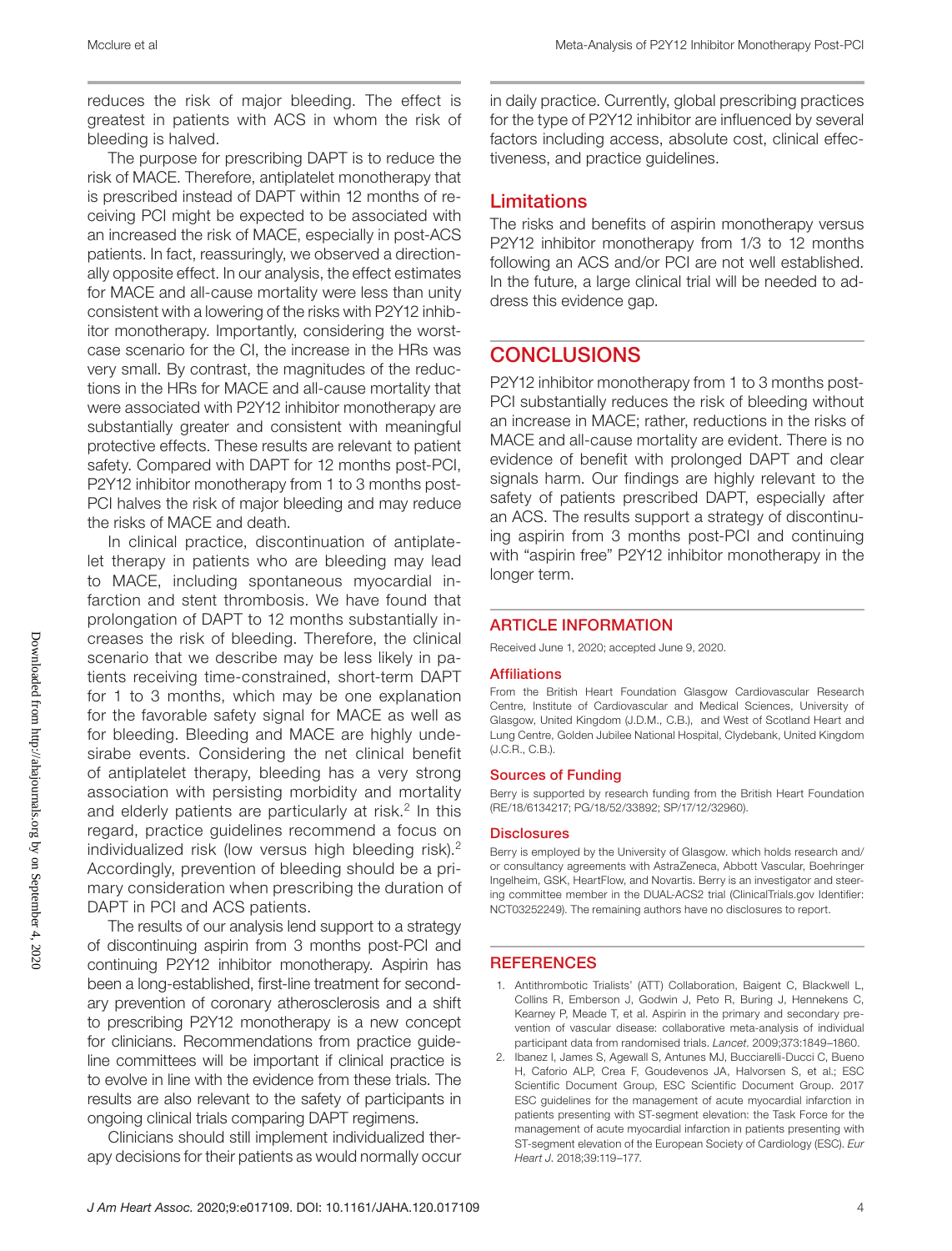reduces the risk of major bleeding. The effect is greatest in patients with ACS in whom the risk of bleeding is halved.

The purpose for prescribing DAPT is to reduce the risk of MACE. Therefore, antiplatelet monotherapy that is prescribed instead of DAPT within 12 months of receiving PCI might be expected to be associated with an increased the risk of MACE, especially in post-ACS patients. In fact, reassuringly, we observed a directionally opposite effect. In our analysis, the effect estimates for MACE and all-cause mortality were less than unity consistent with a lowering of the risks with P2Y12 inhibitor monotherapy. Importantly, considering the worst-case scenario for the CI, the increase in the HRs was very small. By contrast, the magnitudes of the reductions in the HRs for MACE and all-cause mortality that were associated with P2Y12 inhibitor monotherapy are substantially greater and consistent with meaningful protective effects. These results are relevant to patient safety. Compared with DAPT for 12 months post-PCI, P2Y12 inhibitor monotherapy from 1 to 3 months post-PCI halves the risk of major bleeding and may reduce the risks of MACE and death.

In clinical practice, discontinuation of antiplatelet therapy in patients who are bleeding may lead to MACE, including spontaneous myocardial infarction and stent thrombosis. We have found that prolongation of DAPT to 12 months substantially increases the risk of bleeding. Therefore, the clinical scenario that we describe may be less likely in patients receiving time-constrained, short-term DAPT for 1 to 3 months, which may be one explanation for the favorable safety signal for MACE as well as for bleeding. Bleeding and MACE are highly undesirable events. Considering the net clinical benefit of antiplatelet therapy, bleeding has a very strong association with persisting morbidity and mortality and elderly patients are particularly at risk.[2] In this regard, practice guidelines recommend a focus on individualized risk (low versus high bleeding risk).[2] Accordingly, prevention of bleeding should be a primary consideration when prescribing the duration of DAPT in PCI and ACS patients.

The results of our analysis lend support to a strategy of discontinuing aspirin from 3 months post-PCI and continuing P2Y12 inhibitor monotherapy. Aspirin has been a long-established, first-line treatment for secondary prevention of coronary atherosclerosis and a shift to prescribing P2Y12 monotherapy is a new concept for clinicians. Recommendations from practice guideline committees will be important if clinical practice is to evolve in line with the evidence from these trials. The results are also relevant to the safety of participants in ongoing clinical trials comparing DAPT regimens.

Clinicians should still implement individualized therapy decisions for their patients as would normally occur in daily practice. Currently, global prescribing practices for the type of P2Y12 inhibitor are influenced by several factors including access, absolute cost, clinical effectiveness, and practice guidelines.

## Limitations

The risks and benefits of aspirin monotherapy versus P2Y12 inhibitor monotherapy from 1/3 to 12 months following an ACS and/or PCI are not well established. In the future, a large clinical trial will be needed to address this evidence gap.

## CONCLUSIONS

P2Y12 inhibitor monotherapy from 1 to 3 months post-PCI substantially reduces the risk of bleeding without an increase in MACE; rather, reductions in the risks of MACE and all-cause mortality are evident. There is no evidence of benefit with prolonged DAPT and clear signals harm. Our findings are highly relevant to the safety of patients prescribed DAPT, especially after an ACS. The results support a strategy of discontinuing aspirin from 3 months post-PCI and continuing with "aspirin free" P2Y12 inhibitor monotherapy in the longer term.

## ARTICLE INFORMATION

Received June 1, 2020; accepted June 9, 2020.

### Affiliations

From the British Heart Foundation Glasgow Cardiovascular Research Centre, Institute of Cardiovascular and Medical Sciences, University of Glasgow, United Kingdom (J.D.M., C.B.), and West of Scotland Heart and Lung Centre, Golden Jubilee National Hospital, Clydebank, United Kingdom (J.C.R., C.B.).

### Sources of Funding

Berry is supported by research funding from the British Heart Foundation (RE/18/6134217; PG/18/52/33892; SP/17/12/32960).

### Disclosures

Berry is employed by the University of Glasgow. which holds research and/or consultancy agreements with AstraZeneca, Abbott Vascular, Boehringer Ingelheim, GSK, HeartFlow, and Novartis. Berry is an investigator and steering committee member in the DUAL-ACS2 trial (ClinicalTrials.gov Identifier: NCT03252249). The remaining authors have no disclosures to report.

## REFERENCES

1. Antithrombotic Trialists' (ATT) Collaboration, Baigent C, Blackwell L, Collins R, Emberson J, Godwin J, Peto R, Buring J, Hennekens C, Kearney P, Meade T, et al. Aspirin in the primary and secondary prevention of vascular disease: collaborative meta-analysis of individual participant data from randomised trials. *Lancet*. 2009;373:1849–1860.
2. Ibanez I, James S, Agewall S, Antunes MJ, Bucciarelli-Ducci C, Bueno H, Caforio ALP, Crea F, Goudevenos JA, Halvorsen S, et al.; ESC Scientific Document Group, ESC Scientific Document Group. 2017 ESC guidelines for the management of acute myocardial infarction in patients presenting with ST-segment elevation: the Task Force for the management of acute myocardial infarction in patients presenting with ST-segment elevation of the European Society of Cardiology (ESC). *Eur Heart J*. 2018;39:119–177.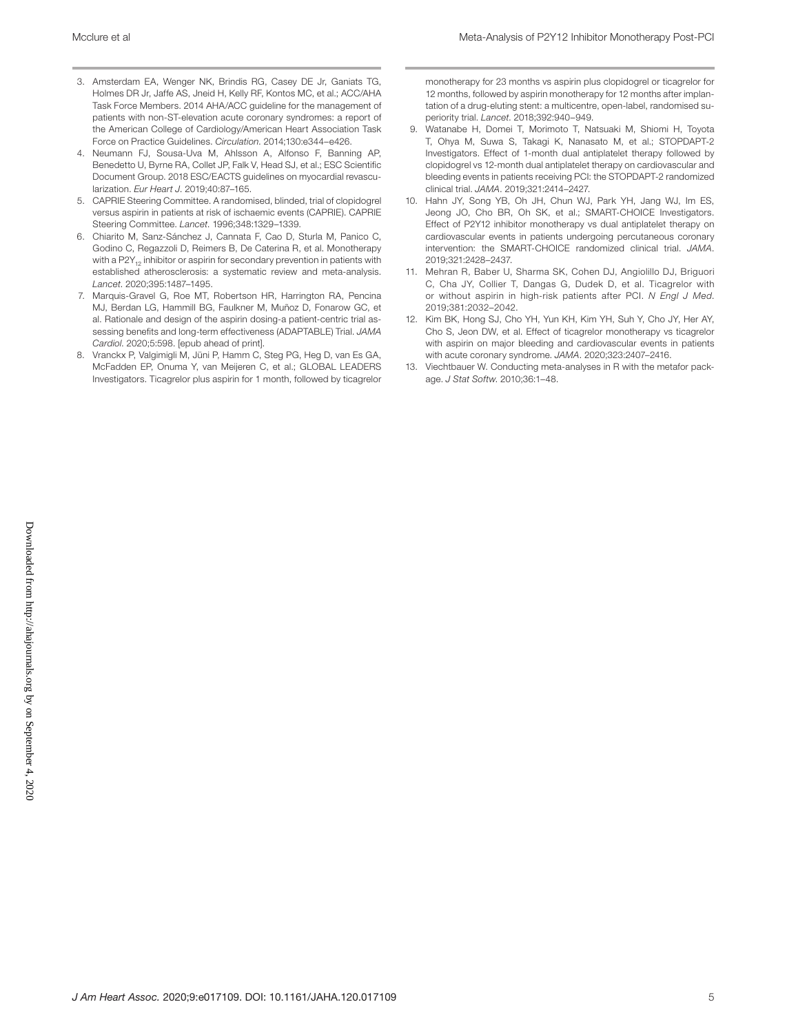3. Amsterdam EA, Wenger NK, Brindis RG, Casey DE Jr, Ganiats TG, Holmes DR Jr, Jaffe AS, Jneid H, Kelly RF, Kontos MC, et al.; ACC/AHA Task Force Members. 2014 AHA/ACC guideline for the management of patients with non-ST-elevation acute coronary syndromes: a report of the American College of Cardiology/American Heart Association Task Force on Practice Guidelines. *Circulation*. 2014;130:e344–e426.
4. Neumann FJ, Sousa-Uva M, Ahlsson A, Alfonso F, Banning AP, Benedetto U, Byrne RA, Collet JP, Falk V, Head SJ, et al.; ESC Scientific Document Group. 2018 ESC/EACTS guidelines on myocardial revascularization. *Eur Heart J*. 2019;40:87–165.
5. CAPRIE Steering Committee. A randomised, blinded, trial of clopidogrel versus aspirin in patients at risk of ischaemic events (CAPRIE). CAPRIE Steering Committee. *Lancet*. 1996;348:1329–1339.
6. Chiarito M, Sanz-Sánchez J, Cannata F, Cao D, Sturla M, Panico C, Godino C, Regazzoli D, Reimers B, De Caterina R, et al. Monotherapy with a $P2Y_{12}$ inhibitor or aspirin for secondary prevention in patients with established atherosclerosis: a systematic review and meta-analysis. *Lancet*. 2020;395:1487–1495.
7. Marquis-Gravel G, Roe MT, Robertson HR, Harrington RA, Pencina MJ, Berdan LG, Hammill BG, Faulkner M, Muñoz D, Fonarow GC, et al. Rationale and design of the aspirin dosing-a patient-centric trial assessing benefits and long-term effectiveness (ADAPTABLE) Trial. *JAMA Cardiol*. 2020;5:598. [epub ahead of print].
8. Vranckx P, Valgimigli M, Jüni P, Hamm C, Steg PG, Heg D, van Es GA, McFadden EP, Onuma Y, van Meijeren C, et al.; GLOBAL LEADERS Investigators. Ticagrelor plus aspirin for 1 month, followed by ticagrelor monotherapy for 23 months vs aspirin plus clopidogrel or ticagrelor for 12 months, followed by aspirin monotherapy for 12 months after implantation of a drug-eluting stent: a multicentre, open-label, randomised superiority trial. *Lancet*. 2018;392:940–949.
9. Watanabe H, Domei T, Morimoto T, Natsuaki M, Shiomi H, Toyota T, Ohya M, Suwa S, Takagi K, Nanasato M, et al.; STOPDAPT-2 Investigators. Effect of 1-month dual antiplatelet therapy followed by clopidogrel vs 12-month dual antiplatelet therapy on cardiovascular and bleeding events in patients receiving PCI: the STOPDAPT-2 randomized clinical trial. *JAMA*. 2019;321:2414–2427.
10. Hahn JY, Song YB, Oh JH, Chun WJ, Park YH, Jang WJ, Im ES, Jeong JO, Cho BR, Oh SK, et al.; SMART-CHOICE Investigators. Effect of P2Y12 inhibitor monotherapy vs dual antiplatelet therapy on cardiovascular events in patients undergoing percutaneous coronary intervention: the SMART-CHOICE randomized clinical trial. *JAMA*. 2019;321:2428–2437.
11. Mehran R, Baber U, Sharma SK, Cohen DJ, Angiolillo DJ, Briguori C, Cha JY, Collier T, Dangas G, Dudek D, et al. Ticagrelor with or without aspirin in high-risk patients after PCI. *N Engl J Med*. 2019;381:2032–2042.
12. Kim BK, Hong SJ, Cho YH, Yun KH, Kim YH, Suh Y, Cho JY, Her AY, Cho S, Jeon DW, et al. Effect of ticagrelor monotherapy vs ticagrelor with aspirin on major bleeding and cardiovascular events in patients with acute coronary syndrome. *JAMA*. 2020;323:2407–2416.
13. Viechtbauer W. Conducting meta-analyses in R with the metafor package. *J Stat Softw*. 2010;36:1–48.